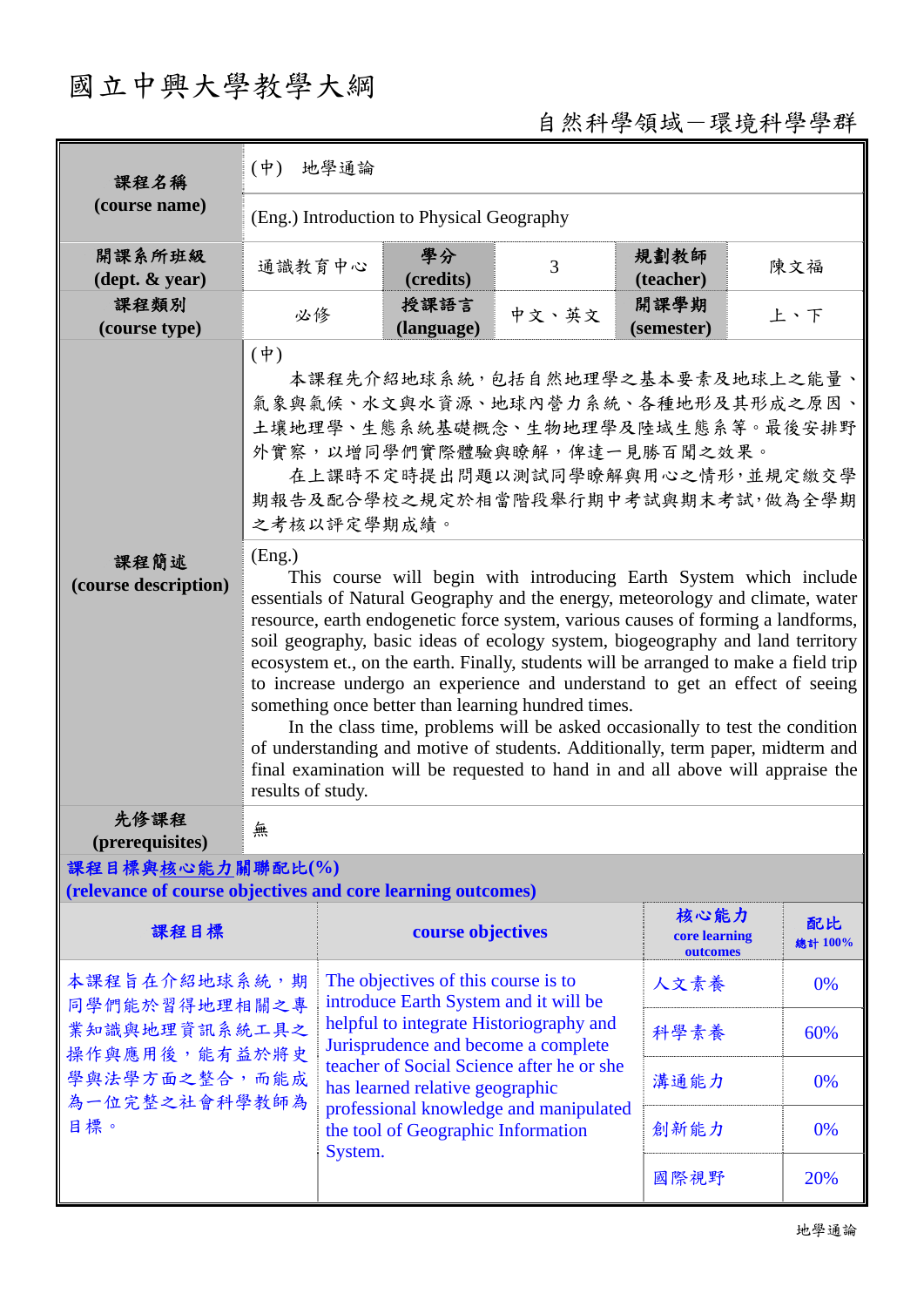# 國立中興大學教學大綱

自然科學領域－環境科學學群

| 課程名稱 (course name) | (中) 地學通論 | | | | |
|---|---|---|---|---|---|
| | (Eng.) Introduction to Physical Geography | | | | |
| 開課系所班級 (dept. & year) | 通識教育中心 | 學分 (credits) | 3 | 規劃教師 (teacher) | 陳文福 |
| 課程類別 (course type) | 必修 | 授課語言 (language) | 中文、英文 | 開課學期 (semester) | 上、下 |

**課程簡述 (course description)**

(中)

本課程先介紹地球系統，包括自然地理學之基本要素及地球上之能量、氣象與氣候、水文與水資源、地球內營力系統、各種地形及其形成之原因、土壤地理學、生態系統基礎概念、生物地理學及陸域生態系等。最後安排野外實察，以增同學們實際體驗與瞭解，俾達一見勝百聞之效果。

在上課時不定時提出問題以測試同學瞭解與用心之情形，並規定繳交學期報告及配合學校之規定於相當階段舉行期中考試與期末考試，做為全學期之考核以評定學期成績。

(Eng.)

This course will begin with introducing Earth System which include essentials of Natural Geography and the energy, meteorology and climate, water resource, earth endogenetic force system, various causes of forming a landforms, soil geography, basic ideas of ecology system, biogeography and land territory ecosystem et., on the earth. Finally, students will be arranged to make a field trip to increase undergo an experience and understand to get an effect of seeing something once better than learning hundred times.

In the class time, problems will be asked occasionally to test the condition of understanding and motive of students. Additionally, term paper, midterm and final examination will be requested to hand in and all above will appraise the results of study.

**先修課程 (prerequisites)**：無

**課程目標與核心能力關聯配比(%) (relevance of course objectives and core learning outcomes)**

| 課程目標 | course objectives | 核心能力 core learning outcomes | 配比 總計 100% |
|---|---|---|---|
| 本課程旨在介紹地球系統，期同學們能於習得地理相關之專業知識與地理資訊系統工具之操作與應用後，能有益於將史學與法學方面之整合，而能成為一位完整之社會科學教師為目標。 | The objectives of this course is to introduce Earth System and it will be helpful to integrate Historiography and Jurisprudence and become a complete teacher of Social Science after he or she has learned relative geographic professional knowledge and manipulated the tool of Geographic Information System. | 人文素養 | 0% |
| | | 科學素養 | 60% |
| | | 溝通能力 | 0% |
| | | 創新能力 | 0% |
| | | 國際視野 | 20% |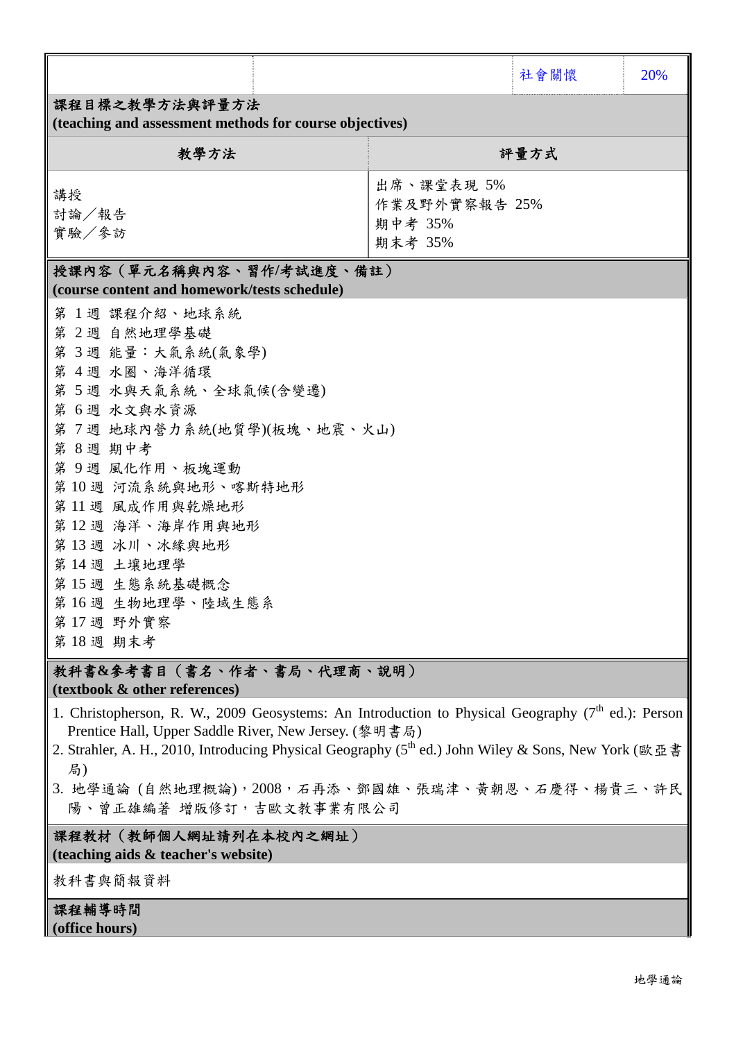| | | | |
|---|---|---|---|
| | | 社會關懷 | 20% |

**課程目標之教學方法與評量方法**
**(teaching and assessment methods for course objectives)**

| 教學方法 | 評量方式 |
|---|---|
| 講授<br>討論／報告<br>實驗／參訪 | 出席、課堂表現 5%<br>作業及野外實察報告 25%<br>期中考 35%<br>期末考 35% |

**授課內容（單元名稱與內容、習作/考試進度、備註）**
**(course content and homework/tests schedule)**

第 1 週　課程介紹、地球系統
第 2 週　自然地理學基礎
第 3 週　能量：大氣系統(氣象學)
第 4 週　水圈、海洋循環
第 5 週　水與天氣系統、全球氣候(含變遷)
第 6 週　水文與水資源
第 7 週　地球內營力系統(地質學)(板塊、地震、火山)
第 8 週　期中考
第 9 週　風化作用、板塊運動
第 10 週　河流系統與地形、喀斯特地形
第 11 週　風成作用與乾燥地形
第 12 週　海洋、海岸作用與地形
第 13 週　冰川、冰緣與地形
第 14 週　土壤地理學
第 15 週　生態系統基礎概念
第 16 週　生物地理學、陸域生態系
第 17 週　野外實察
第 18 週　期末考

**教科書&參考書目（書名、作者、書局、代理商、說明）**
**(textbook & other references)**

1. Christopherson, R. W., 2009 Geosystems: An Introduction to Physical Geography (7th ed.): Person Prentice Hall, Upper Saddle River, New Jersey. (黎明書局)
2. Strahler, A. H., 2010, Introducing Physical Geography (5th ed.) John Wiley & Sons, New York (歐亞書局)
3. 地學通論 (自然地理概論)，2008，石再添、鄧國雄、張瑞津、黃朝恩、石慶得、楊貴三、許民陽、曾正雄編著 增版修訂，吉歐文教事業有限公司

**課程教材（教師個人網址請列在本校內之網址）**
**(teaching aids & teacher's website)**

教科書與簡報資料

**課程輔導時間**
**(office hours)**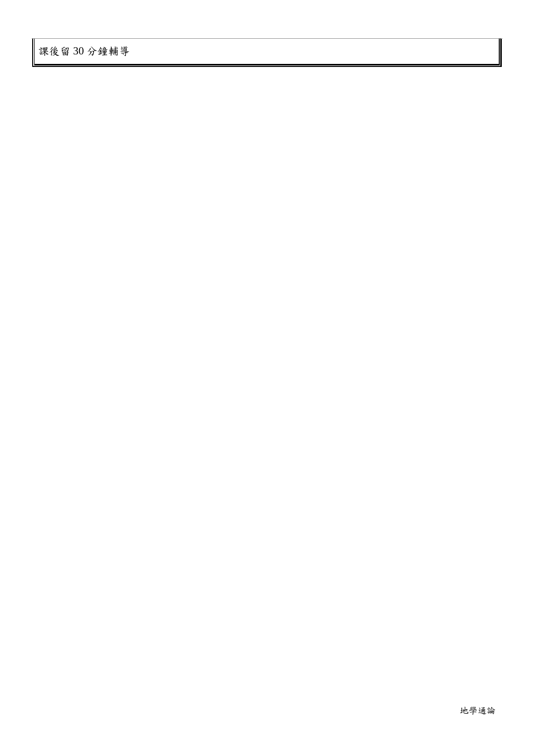課後留 30 分鐘輔導